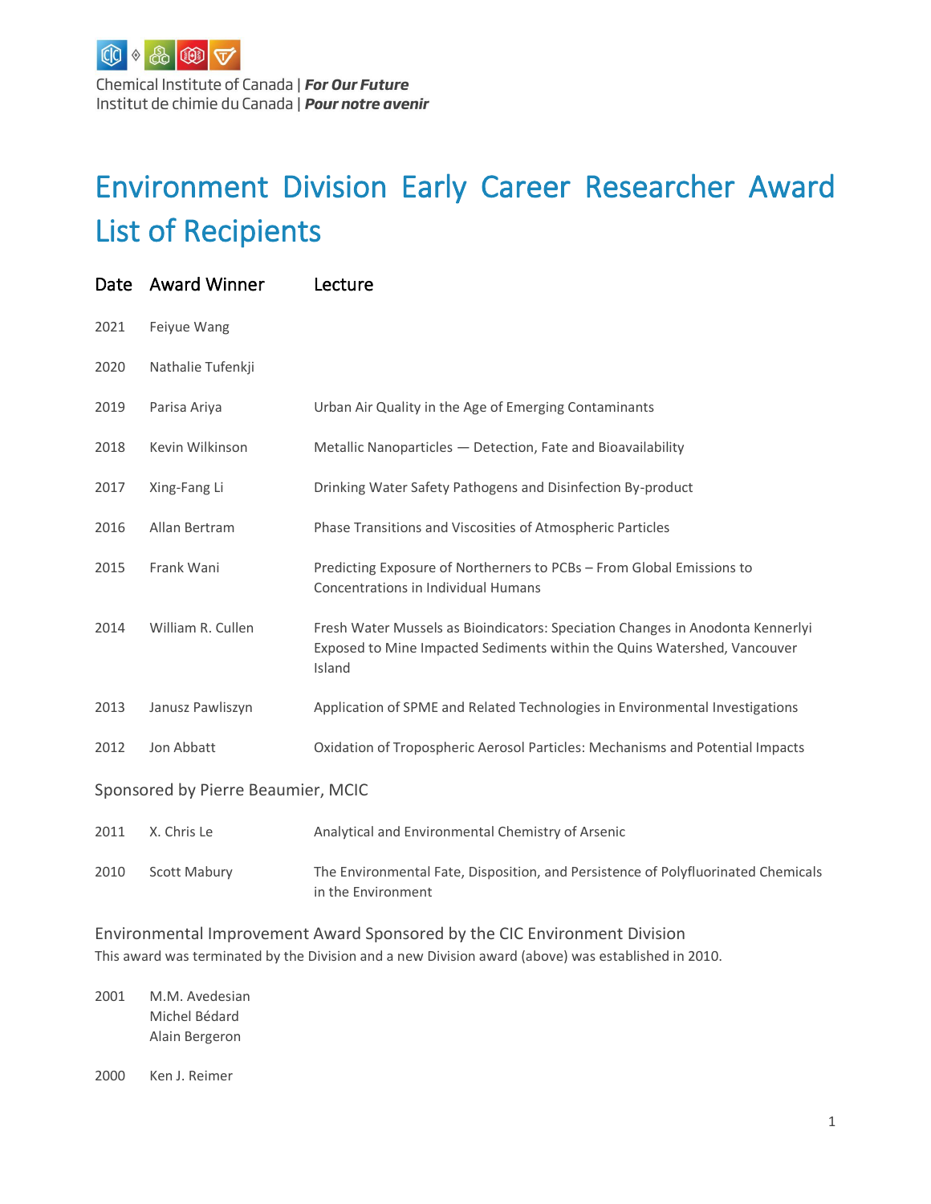Chemical Institute of Canada | ***For Our Future***
Institut de chimie du Canada | ***Pour notre avenir***

# Environment Division Early Career Researcher Award List of Recipients

| Date | Award Winner | Lecture |
|---|---|---|
| 2021 | Feiyue Wang | |
| 2020 | Nathalie Tufenkji | |
| 2019 | Parisa Ariya | Urban Air Quality in the Age of Emerging Contaminants |
| 2018 | Kevin Wilkinson | Metallic Nanoparticles — Detection, Fate and Bioavailability |
| 2017 | Xing-Fang Li | Drinking Water Safety Pathogens and Disinfection By-product |
| 2016 | Allan Bertram | Phase Transitions and Viscosities of Atmospheric Particles |
| 2015 | Frank Wani | Predicting Exposure of Northerners to PCBs – From Global Emissions to Concentrations in Individual Humans |
| 2014 | William R. Cullen | Fresh Water Mussels as Bioindicators: Speciation Changes in Anodonta Kennerlyi Exposed to Mine Impacted Sediments within the Quins Watershed, Vancouver Island |
| 2013 | Janusz Pawliszyn | Application of SPME and Related Technologies in Environmental Investigations |
| 2012 | Jon Abbatt | Oxidation of Tropospheric Aerosol Particles: Mechanisms and Potential Impacts |

## Sponsored by Pierre Beaumier, MCIC

| Date | Award Winner | Lecture |
|---|---|---|
| 2011 | X. Chris Le | Analytical and Environmental Chemistry of Arsenic |
| 2010 | Scott Mabury | The Environmental Fate, Disposition, and Persistence of Polyfluorinated Chemicals in the Environment |

## Environmental Improvement Award Sponsored by the CIC Environment Division

This award was terminated by the Division and a new Division award (above) was established in 2010.

| Date | Award Winner |
|---|---|
| 2001 | M.M. Avedesian<br>Michel Bédard<br>Alain Bergeron |
| 2000 | Ken J. Reimer |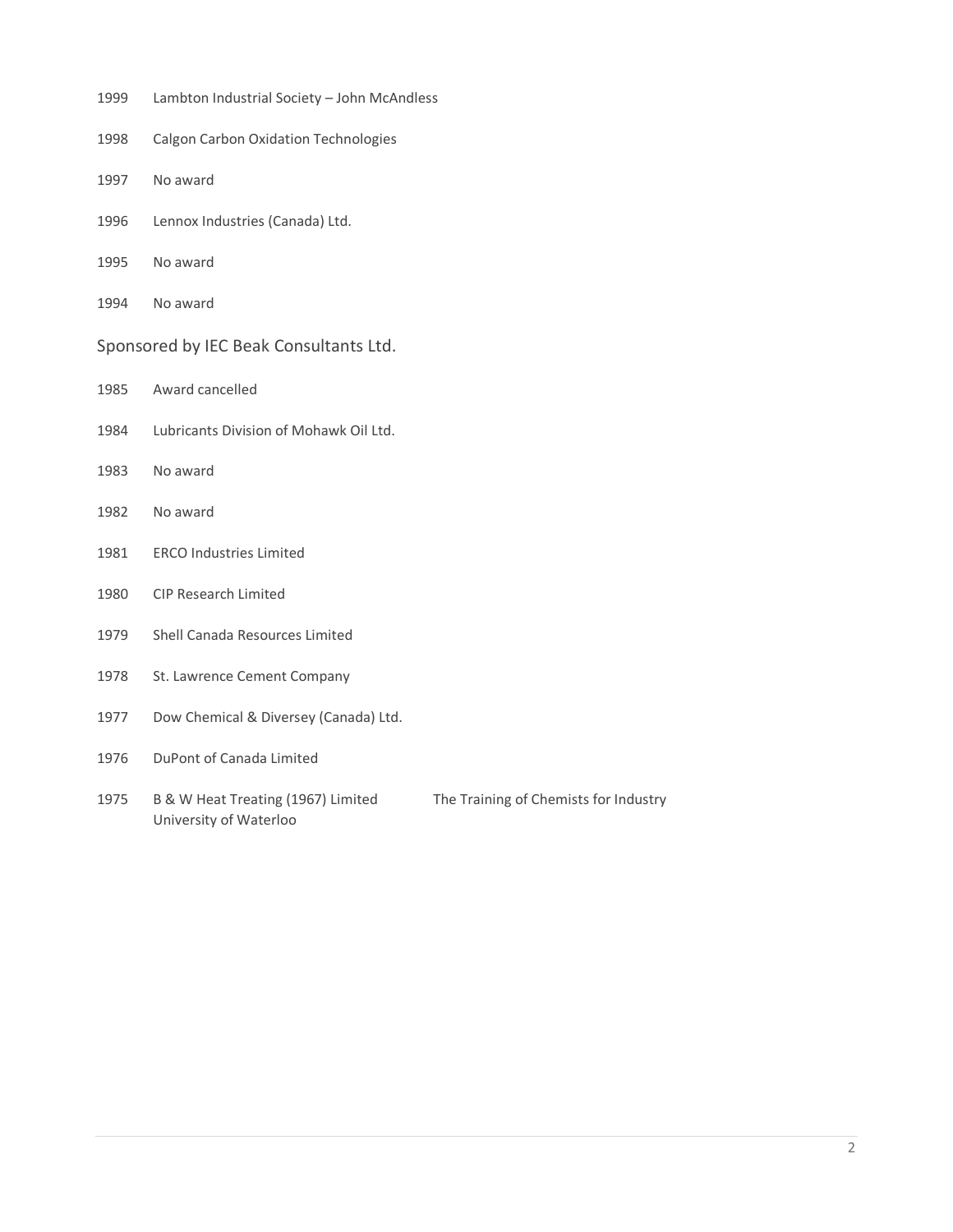1999 Lambton Industrial Society – John McAndless

1998 Calgon Carbon Oxidation Technologies

1997 No award

1996 Lennox Industries (Canada) Ltd.

1995 No award

1994 No award

## Sponsored by IEC Beak Consultants Ltd.

1985 Award cancelled

1984 Lubricants Division of Mohawk Oil Ltd.

1983 No award

1982 No award

1981 ERCO Industries Limited

1980 CIP Research Limited

1979 Shell Canada Resources Limited

1978 St. Lawrence Cement Company

1977 Dow Chemical & Diversey (Canada) Ltd.

1976 DuPont of Canada Limited

1975 B & W Heat Treating (1967) Limited The Training of Chemists for Industry
University of Waterloo